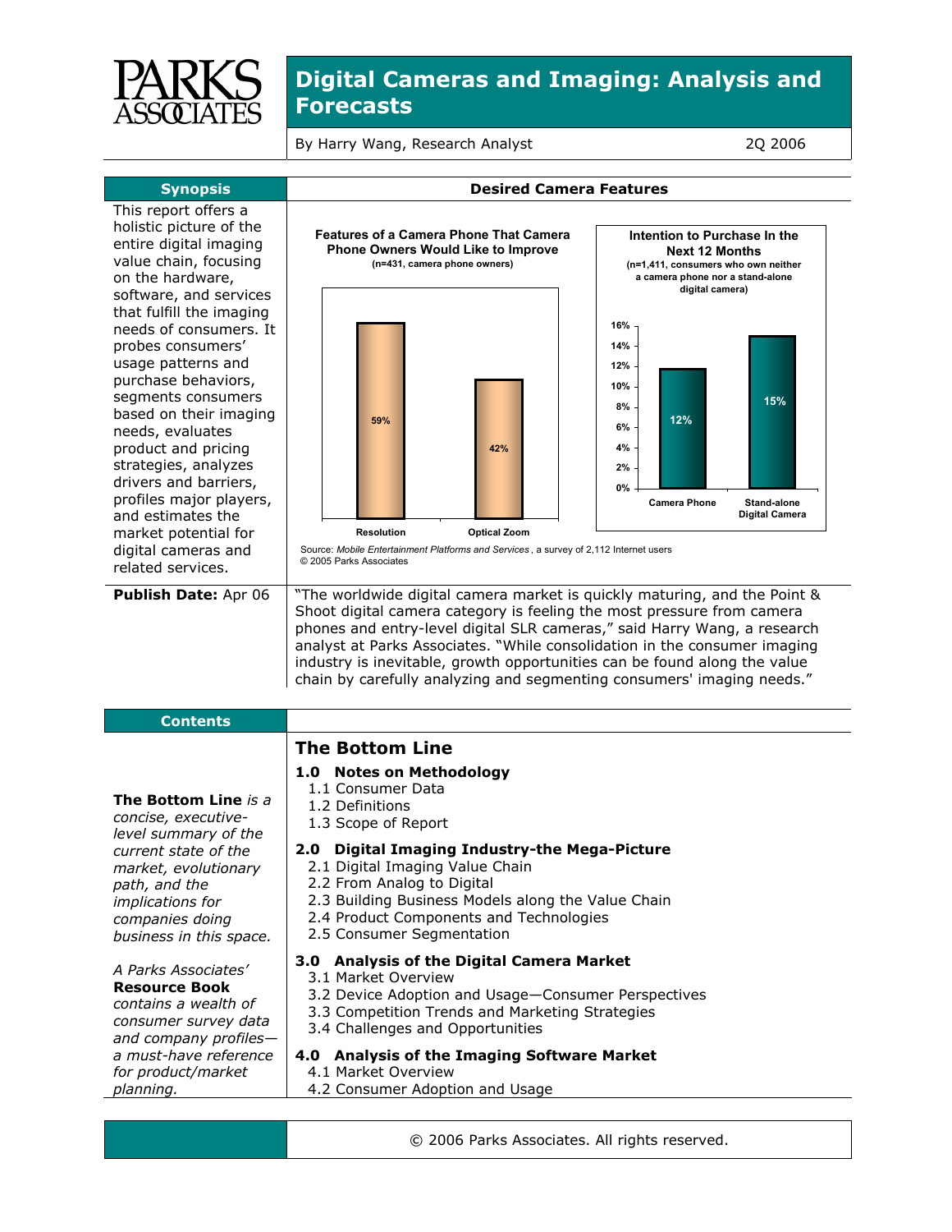PARKS ASSOCIATES

# Digital Cameras and Imaging: Analysis and Forecasts

By Harry Wang, Research Analyst — 2Q 2006

## Synopsis

This report offers a holistic picture of the entire digital imaging value chain, focusing on the hardware, software, and services that fulfill the imaging needs of consumers. It probes consumers' usage patterns and purchase behaviors, segments consumers based on their imaging needs, evaluates product and pricing strategies, analyzes drivers and barriers, profiles major players, and estimates the market potential for digital cameras and related services.

## Desired Camera Features

**Features of a Camera Phone That Camera Phone Owners Would Like to Improve**
(n=431, camera phone owners)

| Feature | Percentage |
| --- | --- |
| Resolution | 59% |
| Optical Zoom | 42% |

**Intention to Purchase In the Next 12 Months**
(n=1,411, consumers who own neither a camera phone nor a stand-alone digital camera)

| Device | Percentage |
| --- | --- |
| Camera Phone | 12% |
| Stand-alone Digital Camera | 15% |

Source: *Mobile Entertainment Platforms and Services*, a survey of 2,112 Internet users
© 2005 Parks Associates

**Publish Date:** Apr 06

"The worldwide digital camera market is quickly maturing, and the Point & Shoot digital camera category is feeling the most pressure from camera phones and entry-level digital SLR cameras," said Harry Wang, a research analyst at Parks Associates. "While consolidation in the consumer imaging industry is inevitable, growth opportunities can be found along the value chain by carefully analyzing and segmenting consumers' imaging needs."

## Contents

***The Bottom Line** is a concise, executive-level summary of the current state of the market, evolutionary path, and the implications for companies doing business in this space.*

*A Parks Associates' **Resource Book** contains a wealth of consumer survey data and company profiles—a must-have reference for product/market planning.*

### The Bottom Line

**1.0 Notes on Methodology**
- 1.1 Consumer Data
- 1.2 Definitions
- 1.3 Scope of Report

**2.0 Digital Imaging Industry-the Mega-Picture**
- 2.1 Digital Imaging Value Chain
- 2.2 From Analog to Digital
- 2.3 Building Business Models along the Value Chain
- 2.4 Product Components and Technologies
- 2.5 Consumer Segmentation

**3.0 Analysis of the Digital Camera Market**
- 3.1 Market Overview
- 3.2 Device Adoption and Usage—Consumer Perspectives
- 3.3 Competition Trends and Marketing Strategies
- 3.4 Challenges and Opportunities

**4.0 Analysis of the Imaging Software Market**
- 4.1 Market Overview
- 4.2 Consumer Adoption and Usage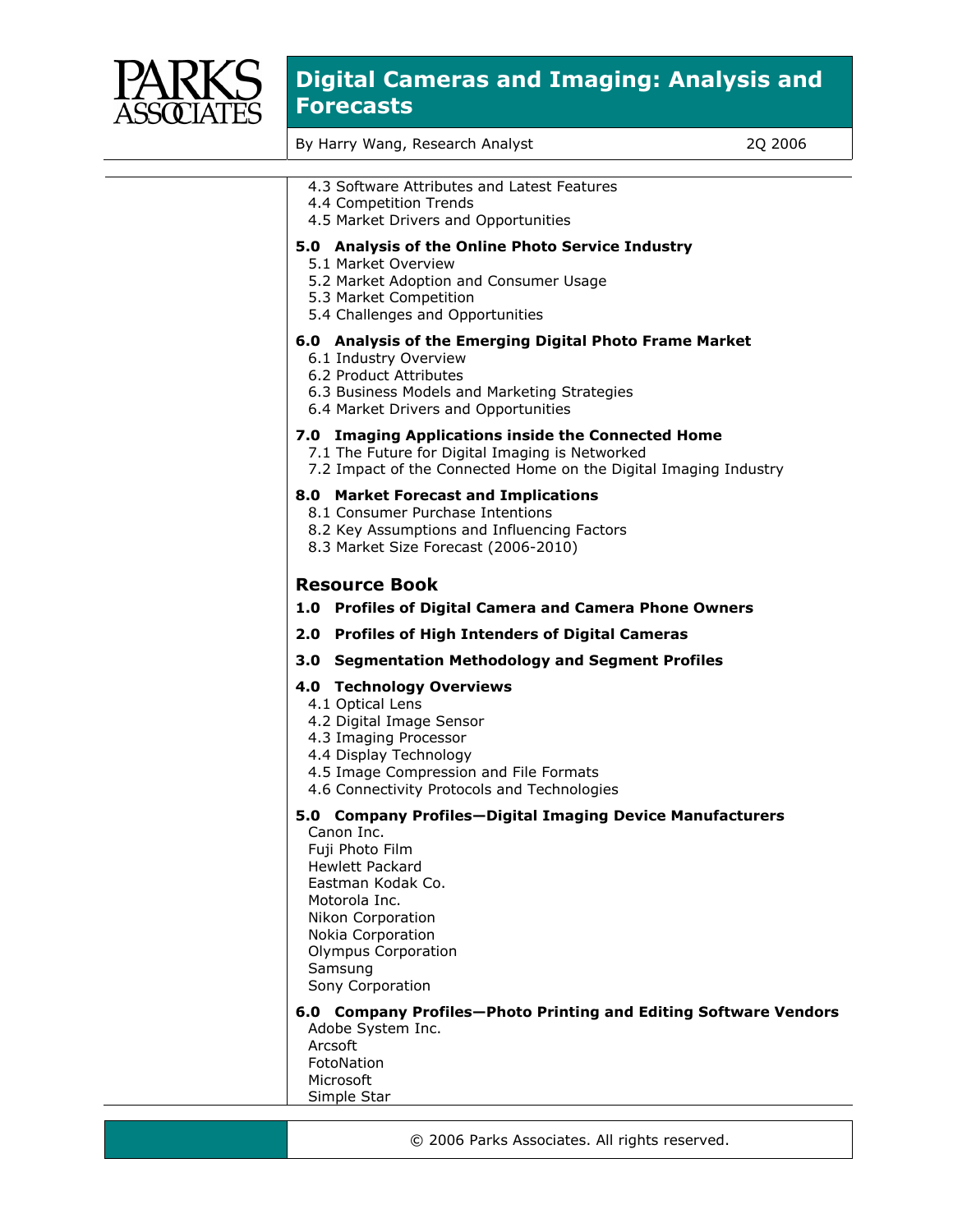4.3 Software Attributes and Latest Features
4.4 Competition Trends
4.5 Market Drivers and Opportunities

**5.0 Analysis of the Online Photo Service Industry**
5.1 Market Overview
5.2 Market Adoption and Consumer Usage
5.3 Market Competition
5.4 Challenges and Opportunities

**6.0 Analysis of the Emerging Digital Photo Frame Market**
6.1 Industry Overview
6.2 Product Attributes
6.3 Business Models and Marketing Strategies
6.4 Market Drivers and Opportunities

**7.0 Imaging Applications inside the Connected Home**
7.1 The Future for Digital Imaging is Networked
7.2 Impact of the Connected Home on the Digital Imaging Industry

**8.0 Market Forecast and Implications**
8.1 Consumer Purchase Intentions
8.2 Key Assumptions and Influencing Factors
8.3 Market Size Forecast (2006-2010)

## Resource Book

**1.0 Profiles of Digital Camera and Camera Phone Owners**

**2.0 Profiles of High Intenders of Digital Cameras**

**3.0 Segmentation Methodology and Segment Profiles**

**4.0 Technology Overviews**
4.1 Optical Lens
4.2 Digital Image Sensor
4.3 Imaging Processor
4.4 Display Technology
4.5 Image Compression and File Formats
4.6 Connectivity Protocols and Technologies

**5.0 Company Profiles—Digital Imaging Device Manufacturers**
Canon Inc.
Fuji Photo Film
Hewlett Packard
Eastman Kodak Co.
Motorola Inc.
Nikon Corporation
Nokia Corporation
Olympus Corporation
Samsung
Sony Corporation

**6.0 Company Profiles—Photo Printing and Editing Software Vendors**
Adobe System Inc.
Arcsoft
FotoNation
Microsoft
Simple Star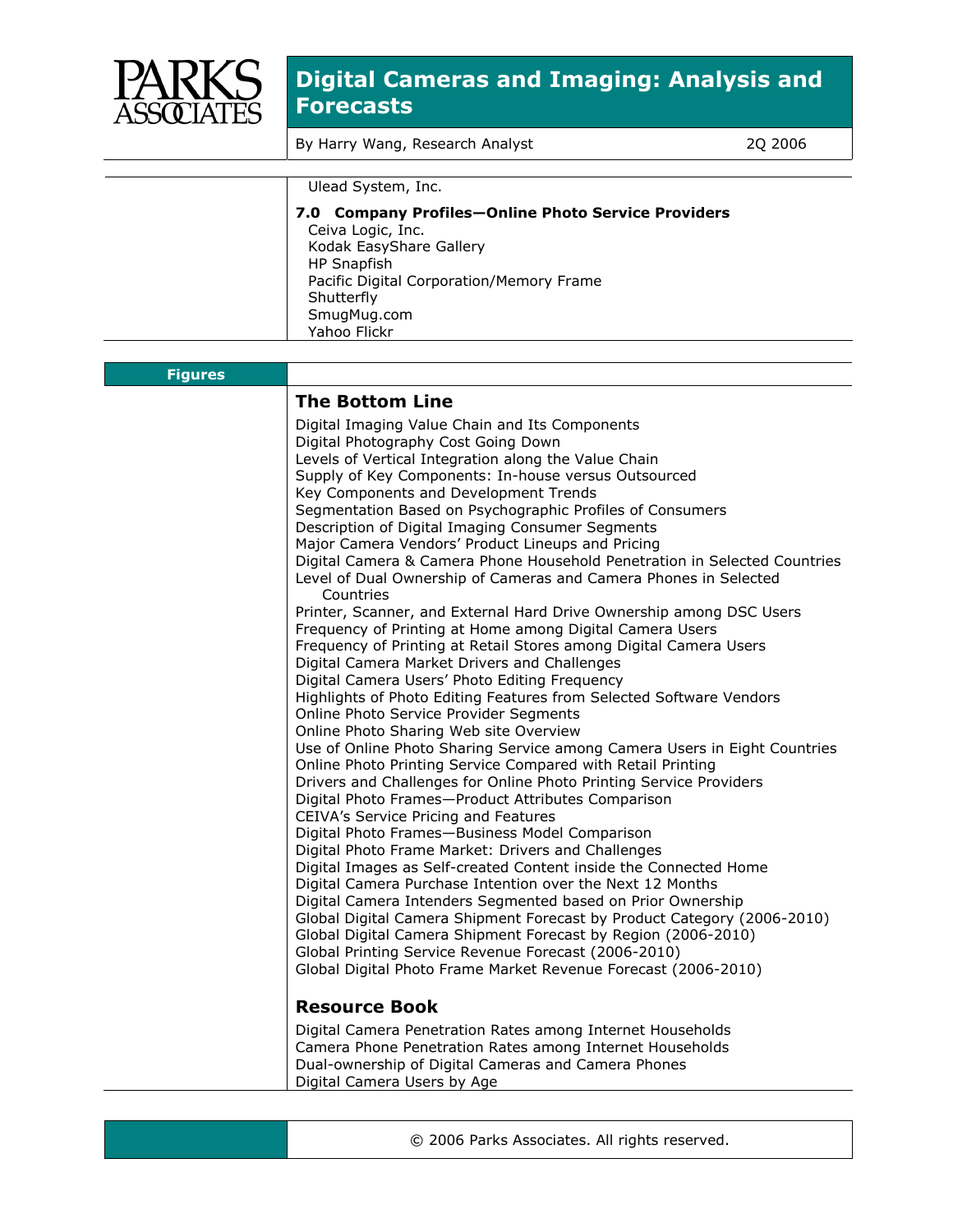Ulead System, Inc.

**7.0 Company Profiles—Online Photo Service Providers**

- Ceiva Logic, Inc.
- Kodak EasyShare Gallery
- HP Snapfish
- Pacific Digital Corporation/Memory Frame
- Shutterfly
- SmugMug.com
- Yahoo Flickr

## Figures

### The Bottom Line

- Digital Imaging Value Chain and Its Components
- Digital Photography Cost Going Down
- Levels of Vertical Integration along the Value Chain
- Supply of Key Components: In-house versus Outsourced
- Key Components and Development Trends
- Segmentation Based on Psychographic Profiles of Consumers
- Description of Digital Imaging Consumer Segments
- Major Camera Vendors' Product Lineups and Pricing
- Digital Camera & Camera Phone Household Penetration in Selected Countries
- Level of Dual Ownership of Cameras and Camera Phones in Selected Countries
- Printer, Scanner, and External Hard Drive Ownership among DSC Users
- Frequency of Printing at Home among Digital Camera Users
- Frequency of Printing at Retail Stores among Digital Camera Users
- Digital Camera Market Drivers and Challenges
- Digital Camera Users' Photo Editing Frequency
- Highlights of Photo Editing Features from Selected Software Vendors
- Online Photo Service Provider Segments
- Online Photo Sharing Web site Overview
- Use of Online Photo Sharing Service among Camera Users in Eight Countries
- Online Photo Printing Service Compared with Retail Printing
- Drivers and Challenges for Online Photo Printing Service Providers
- Digital Photo Frames—Product Attributes Comparison
- CEIVA's Service Pricing and Features
- Digital Photo Frames—Business Model Comparison
- Digital Photo Frame Market: Drivers and Challenges
- Digital Images as Self-created Content inside the Connected Home
- Digital Camera Purchase Intention over the Next 12 Months
- Digital Camera Intenders Segmented based on Prior Ownership
- Global Digital Camera Shipment Forecast by Product Category (2006-2010)
- Global Digital Camera Shipment Forecast by Region (2006-2010)
- Global Printing Service Revenue Forecast (2006-2010)
- Global Digital Photo Frame Market Revenue Forecast (2006-2010)

### Resource Book

- Digital Camera Penetration Rates among Internet Households
- Camera Phone Penetration Rates among Internet Households
- Dual-ownership of Digital Cameras and Camera Phones
- Digital Camera Users by Age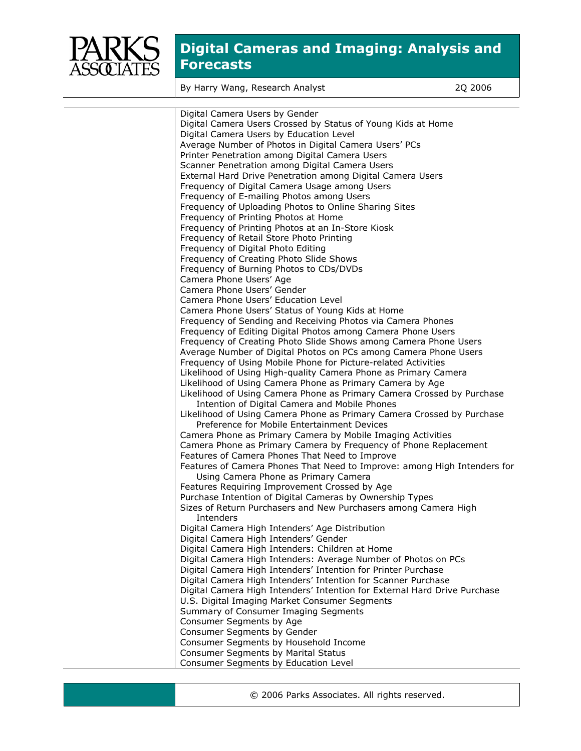Digital Camera Users by Gender
Digital Camera Users Crossed by Status of Young Kids at Home
Digital Camera Users by Education Level
Average Number of Photos in Digital Camera Users' PCs
Printer Penetration among Digital Camera Users
Scanner Penetration among Digital Camera Users
External Hard Drive Penetration among Digital Camera Users
Frequency of Digital Camera Usage among Users
Frequency of E-mailing Photos among Users
Frequency of Uploading Photos to Online Sharing Sites
Frequency of Printing Photos at Home
Frequency of Printing Photos at an In-Store Kiosk
Frequency of Retail Store Photo Printing
Frequency of Digital Photo Editing
Frequency of Creating Photo Slide Shows
Frequency of Burning Photos to CDs/DVDs
Camera Phone Users' Age
Camera Phone Users' Gender
Camera Phone Users' Education Level
Camera Phone Users' Status of Young Kids at Home
Frequency of Sending and Receiving Photos via Camera Phones
Frequency of Editing Digital Photos among Camera Phone Users
Frequency of Creating Photo Slide Shows among Camera Phone Users
Average Number of Digital Photos on PCs among Camera Phone Users
Frequency of Using Mobile Phone for Picture-related Activities
Likelihood of Using High-quality Camera Phone as Primary Camera
Likelihood of Using Camera Phone as Primary Camera by Age
Likelihood of Using Camera Phone as Primary Camera Crossed by Purchase Intention of Digital Camera and Mobile Phones
Likelihood of Using Camera Phone as Primary Camera Crossed by Purchase Preference for Mobile Entertainment Devices
Camera Phone as Primary Camera by Mobile Imaging Activities
Camera Phone as Primary Camera by Frequency of Phone Replacement
Features of Camera Phones That Need to Improve
Features of Camera Phones That Need to Improve: among High Intenders for Using Camera Phone as Primary Camera
Features Requiring Improvement Crossed by Age
Purchase Intention of Digital Cameras by Ownership Types
Sizes of Return Purchasers and New Purchasers among Camera High Intenders
Digital Camera High Intenders' Age Distribution
Digital Camera High Intenders' Gender
Digital Camera High Intenders: Children at Home
Digital Camera High Intenders: Average Number of Photos on PCs
Digital Camera High Intenders' Intention for Printer Purchase
Digital Camera High Intenders' Intention for Scanner Purchase
Digital Camera High Intenders' Intention for External Hard Drive Purchase
U.S. Digital Imaging Market Consumer Segments
Summary of Consumer Imaging Segments
Consumer Segments by Age
Consumer Segments by Gender
Consumer Segments by Household Income
Consumer Segments by Marital Status
Consumer Segments by Education Level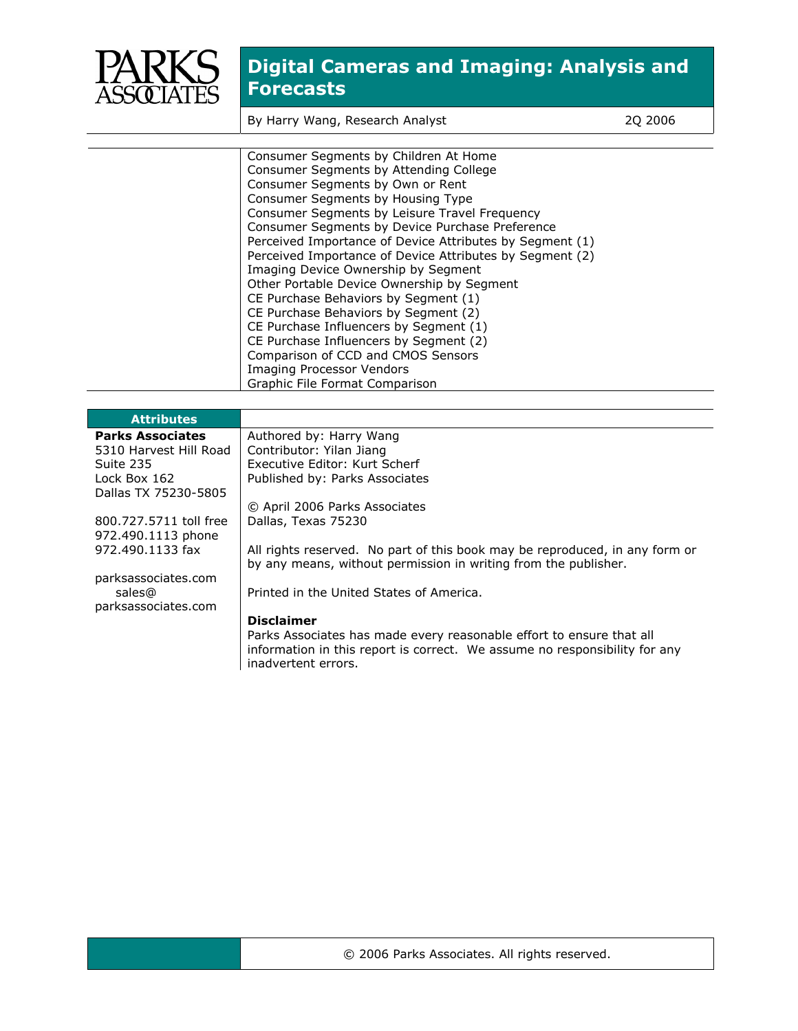# Digital Cameras and Imaging: Analysis and Forecasts

By Harry Wang, Research Analyst — 2Q 2006

Consumer Segments by Children At Home
Consumer Segments by Attending College
Consumer Segments by Own or Rent
Consumer Segments by Housing Type
Consumer Segments by Leisure Travel Frequency
Consumer Segments by Device Purchase Preference
Perceived Importance of Device Attributes by Segment (1)
Perceived Importance of Device Attributes by Segment (2)
Imaging Device Ownership by Segment
Other Portable Device Ownership by Segment
CE Purchase Behaviors by Segment (1)
CE Purchase Behaviors by Segment (2)
CE Purchase Influencers by Segment (1)
CE Purchase Influencers by Segment (2)
Comparison of CCD and CMOS Sensors
Imaging Processor Vendors
Graphic File Format Comparison

## Attributes

**Parks Associates**
5310 Harvest Hill Road
Suite 235
Lock Box 162
Dallas TX 75230-5805

800.727.5711 toll free
972.490.1113 phone
972.490.1133 fax

parksassociates.com
sales@parksassociates.com

Authored by: Harry Wang
Contributor: Yilan Jiang
Executive Editor: Kurt Scherf
Published by: Parks Associates

© April 2006 Parks Associates
Dallas, Texas 75230

All rights reserved. No part of this book may be reproduced, in any form or by any means, without permission in writing from the publisher.

Printed in the United States of America.

**Disclaimer**
Parks Associates has made every reasonable effort to ensure that all information in this report is correct. We assume no responsibility for any inadvertent errors.